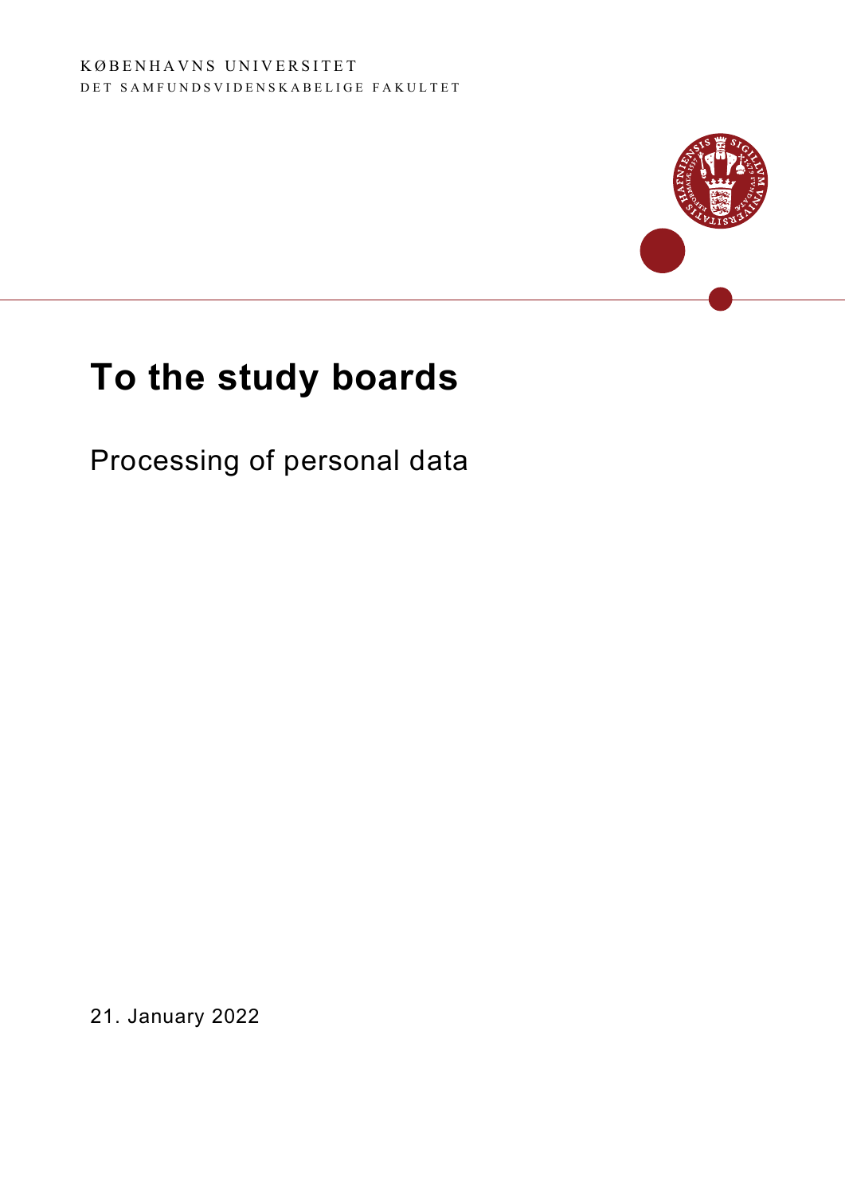KØBENHAVNS UNIVERSITET
DET SAMFUNDSVIDENSKABELIGE FAKULTET

# To the study boards

Processing of personal data

21. January 2022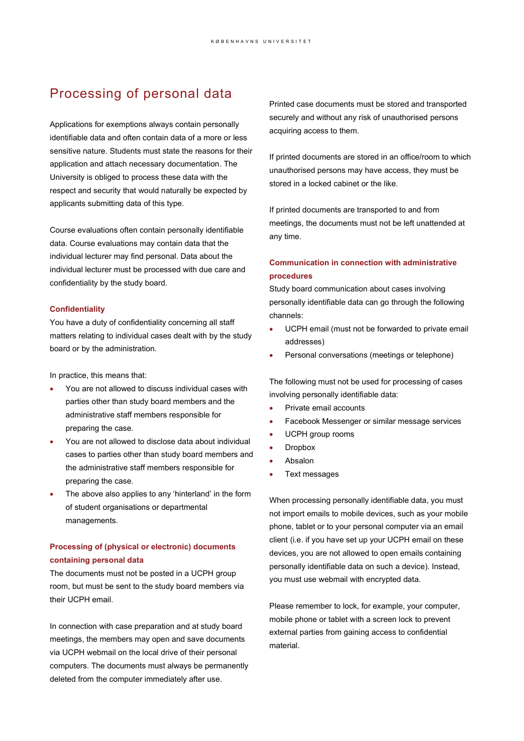# Processing of personal data

Applications for exemptions always contain personally identifiable data and often contain data of a more or less sensitive nature. Students must state the reasons for their application and attach necessary documentation. The University is obliged to process these data with the respect and security that would naturally be expected by applicants submitting data of this type.

Course evaluations often contain personally identifiable data. Course evaluations may contain data that the individual lecturer may find personal. Data about the individual lecturer must be processed with due care and confidentiality by the study board.

### Confidentiality

You have a duty of confidentiality concerning all staff matters relating to individual cases dealt with by the study board or by the administration.

In practice, this means that:

- You are not allowed to discuss individual cases with parties other than study board members and the administrative staff members responsible for preparing the case.
- You are not allowed to disclose data about individual cases to parties other than study board members and the administrative staff members responsible for preparing the case.
- The above also applies to any 'hinterland' in the form of student organisations or departmental managements.

### Processing of (physical or electronic) documents containing personal data

The documents must not be posted in a UCPH group room, but must be sent to the study board members via their UCPH email.

In connection with case preparation and at study board meetings, the members may open and save documents via UCPH webmail on the local drive of their personal computers. The documents must always be permanently deleted from the computer immediately after use.

Printed case documents must be stored and transported securely and without any risk of unauthorised persons acquiring access to them.

If printed documents are stored in an office/room to which unauthorised persons may have access, they must be stored in a locked cabinet or the like.

If printed documents are transported to and from meetings, the documents must not be left unattended at any time.

### Communication in connection with administrative procedures

Study board communication about cases involving personally identifiable data can go through the following channels:

- UCPH email (must not be forwarded to private email addresses)
- Personal conversations (meetings or telephone)

The following must not be used for processing of cases involving personally identifiable data:

- Private email accounts
- Facebook Messenger or similar message services
- UCPH group rooms
- Dropbox
- Absalon
- Text messages

When processing personally identifiable data, you must not import emails to mobile devices, such as your mobile phone, tablet or to your personal computer via an email client (i.e. if you have set up your UCPH email on these devices, you are not allowed to open emails containing personally identifiable data on such a device). Instead, you must use webmail with encrypted data.

Please remember to lock, for example, your computer, mobile phone or tablet with a screen lock to prevent external parties from gaining access to confidential material.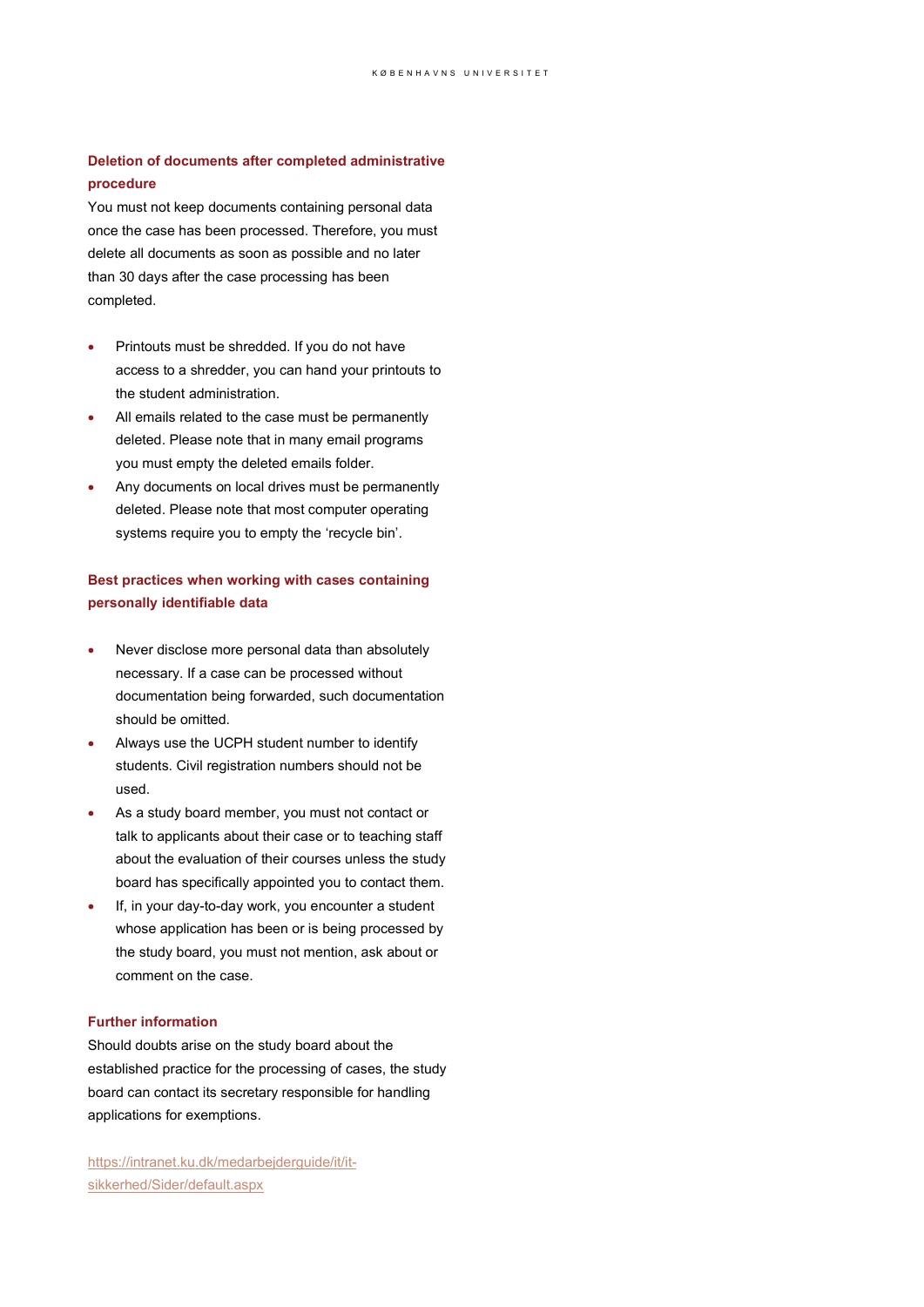## Deletion of documents after completed administrative procedure

You must not keep documents containing personal data once the case has been processed. Therefore, you must delete all documents as soon as possible and no later than 30 days after the case processing has been completed.

- Printouts must be shredded. If you do not have access to a shredder, you can hand your printouts to the student administration.
- All emails related to the case must be permanently deleted. Please note that in many email programs you must empty the deleted emails folder.
- Any documents on local drives must be permanently deleted. Please note that most computer operating systems require you to empty the 'recycle bin'.

## Best practices when working with cases containing personally identifiable data

- Never disclose more personal data than absolutely necessary. If a case can be processed without documentation being forwarded, such documentation should be omitted.
- Always use the UCPH student number to identify students. Civil registration numbers should not be used.
- As a study board member, you must not contact or talk to applicants about their case or to teaching staff about the evaluation of their courses unless the study board has specifically appointed you to contact them.
- If, in your day-to-day work, you encounter a student whose application has been or is being processed by the study board, you must not mention, ask about or comment on the case.

## Further information

Should doubts arise on the study board about the established practice for the processing of cases, the study board can contact its secretary responsible for handling applications for exemptions.

https://intranet.ku.dk/medarbejderguide/it/it-sikkerhed/Sider/default.aspx